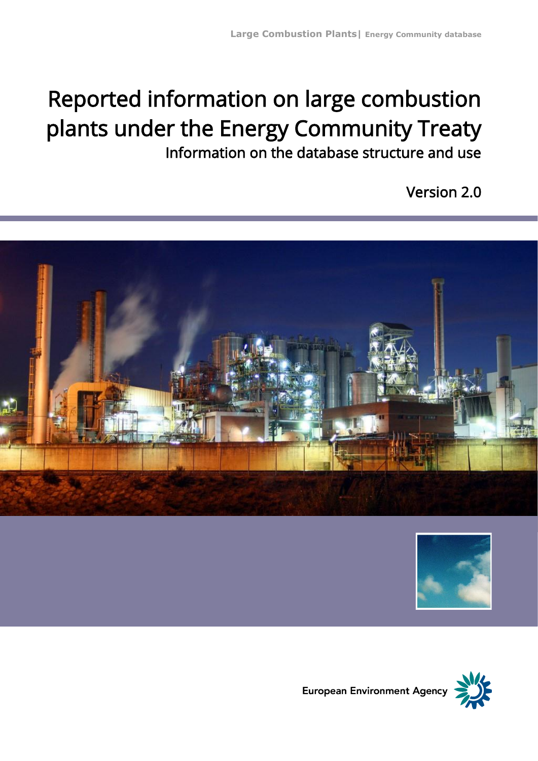# Reported information on large combustion plants under the Energy Community Treaty

## Information on the database structure and use

Version 2.0

European Environment Agency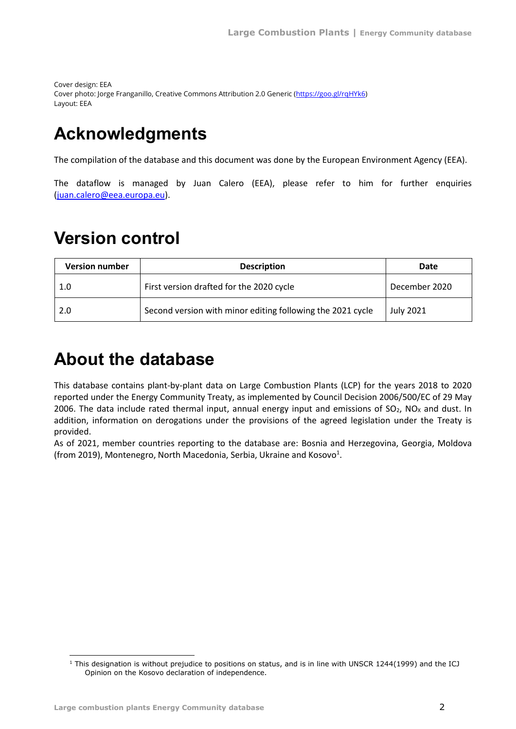Cover design: EEA
Cover photo: Jorge Franganillo, Creative Commons Attribution 2.0 Generic (https://goo.gl/rqHYk6)
Layout: EEA

# Acknowledgments

The compilation of the database and this document was done by the European Environment Agency (EEA).

The dataflow is managed by Juan Calero (EEA), please refer to him for further enquiries (juan.calero@eea.europa.eu).

# Version control

| Version number | Description | Date |
|---|---|---|
| 1.0 | First version drafted for the 2020 cycle | December 2020 |
| 2.0 | Second version with minor editing following the 2021 cycle | July 2021 |

# About the database

This database contains plant-by-plant data on Large Combustion Plants (LCP) for the years 2018 to 2020 reported under the Energy Community Treaty, as implemented by Council Decision 2006/500/EC of 29 May 2006. The data include rated thermal input, annual energy input and emissions of $SO_2$, $NO_X$ and dust. In addition, information on derogations under the provisions of the agreed legislation under the Treaty is provided.

As of 2021, member countries reporting to the database are: Bosnia and Herzegovina, Georgia, Moldova (from 2019), Montenegro, North Macedonia, Serbia, Ukraine and Kosovo[1].

[1] This designation is without prejudice to positions on status, and is in line with UNSCR 1244(1999) and the ICJ Opinion on the Kosovo declaration of independence.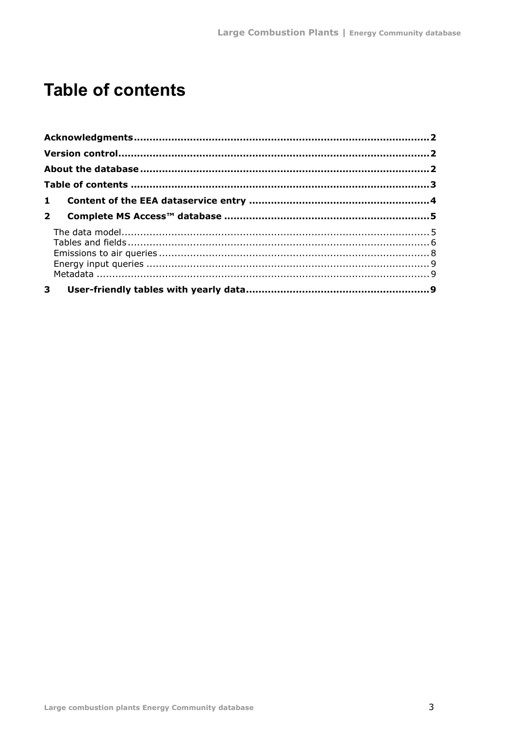# Table of contents

**Acknowledgments** .......... **2**

**Version control** .......... **2**

**About the database** .......... **2**

**Table of contents** .......... **3**

**1 Content of the EEA dataservice entry** .......... **4**

**2 Complete MS Access™ database** .......... **5**

- The data model .......... 5
- Tables and fields .......... 6
- Emissions to air queries .......... 8
- Energy input queries .......... 9
- Metadata .......... 9

**3 User-friendly tables with yearly data** .......... **9**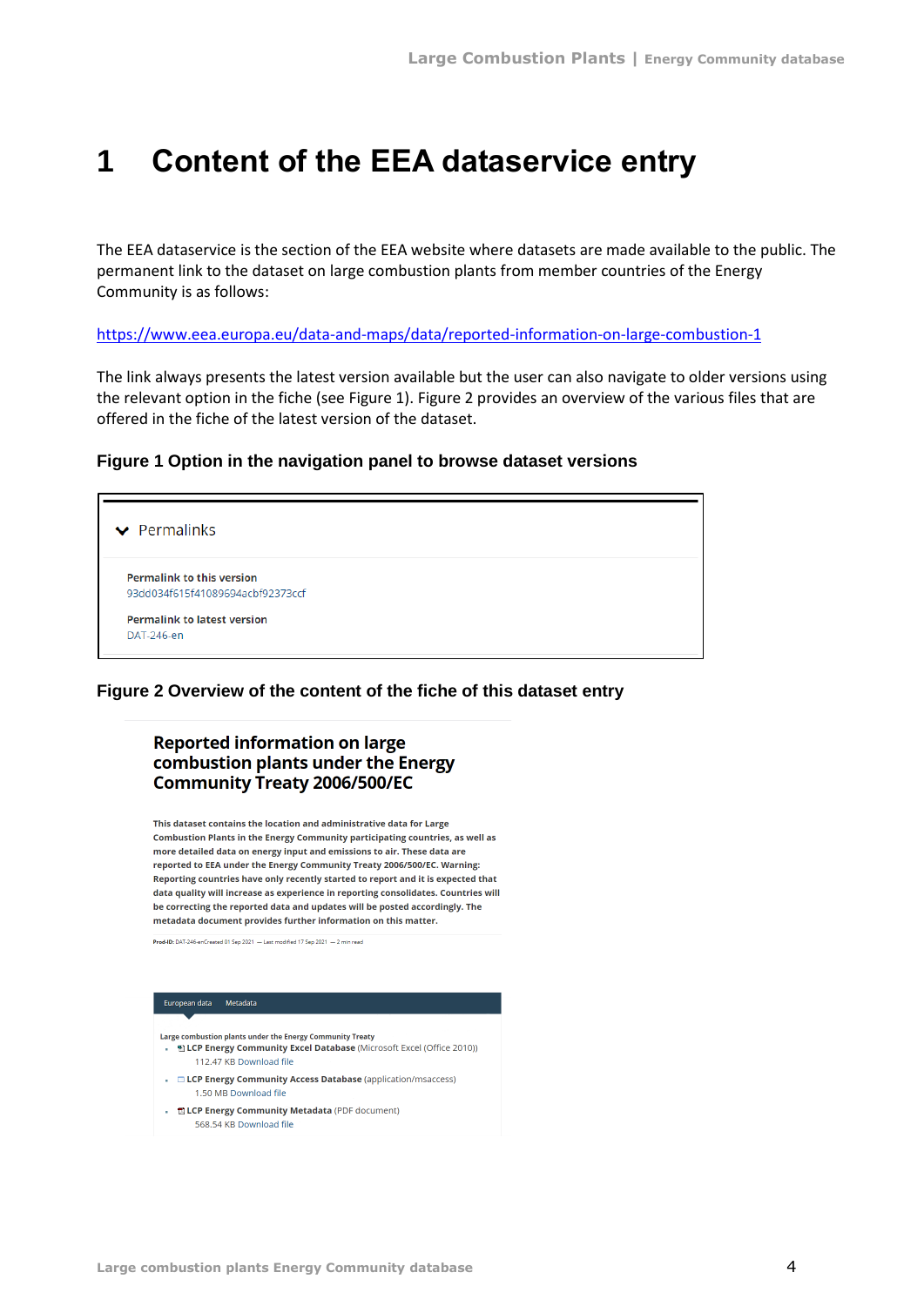# 1 Content of the EEA dataservice entry

The EEA dataservice is the section of the EEA website where datasets are made available to the public. The permanent link to the dataset on large combustion plants from member countries of the Energy Community is as follows:

https://www.eea.europa.eu/data-and-maps/data/reported-information-on-large-combustion-1

The link always presents the latest version available but the user can also navigate to older versions using the relevant option in the fiche (see Figure 1). Figure 2 provides an overview of the various files that are offered in the fiche of the latest version of the dataset.

### Figure 1 Option in the navigation panel to browse dataset versions

Permalinks

**Permalink to this version**
93dd034f615f41089694acbf92373ccf

**Permalink to latest version**
DAT-246-en

### Figure 2 Overview of the content of the fiche of this dataset entry

**Reported information on large combustion plants under the Energy Community Treaty 2006/500/EC**

**This dataset contains the location and administrative data for Large Combustion Plants in the Energy Community participating countries, as well as more detailed data on energy input and emissions to air. These data are reported to EEA under the Energy Community Treaty 2006/500/EC. Warning: Reporting countries have only recently started to report and it is expected that data quality will increase as experience in reporting consolidates. Countries will be correcting the reported data and updates will be posted accordingly. The metadata document provides further information on this matter.**

Prod-ID: DAT-246-en Created 01 Sep 2021 — Last modified 17 Sep 2021 — 2 min read

European data | Metadata

Large combustion plants under the Energy Community Treaty

- **LCP Energy Community Excel Database** (Microsoft Excel (Office 2010))
  112.47 KB Download file
- **LCP Energy Community Access Database** (application/msaccess)
  1.50 MB Download file
- **LCP Energy Community Metadata** (PDF document)
  568.54 KB Download file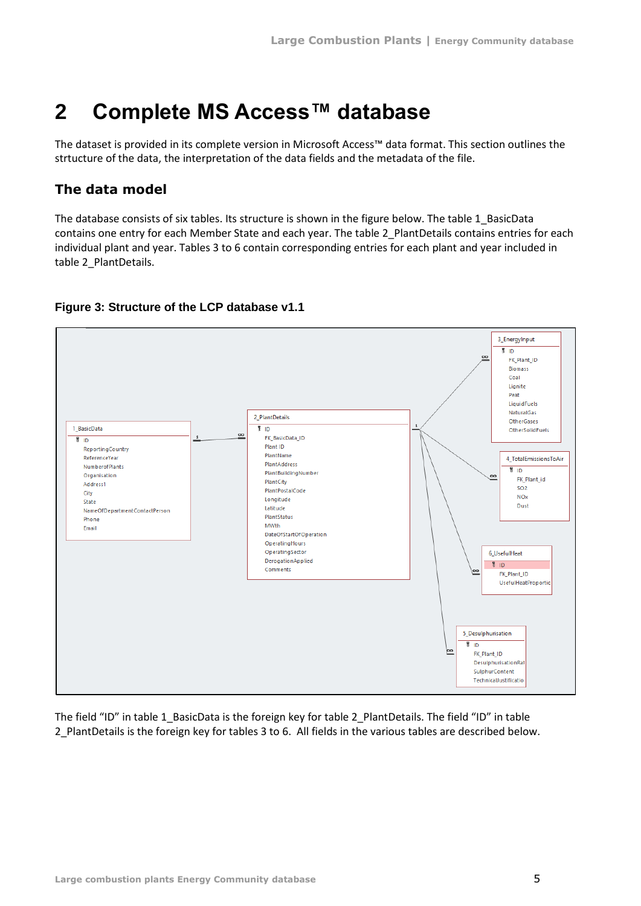# 2 Complete MS Access™ database

The dataset is provided in its complete version in Microsoft Access™ data format. This section outlines the strtucture of the data, the interpretation of the data fields and the metadata of the file.

## The data model

The database consists of six tables. Its structure is shown in the figure below. The table 1_BasicData contains one entry for each Member State and each year. The table 2_PlantDetails contains entries for each individual plant and year. Tables 3 to 6 contain corresponding entries for each plant and year included in table 2_PlantDetails.

**Figure 3: Structure of the LCP database v1.1**

The field “ID” in table 1_BasicData is the foreign key for table 2_PlantDetails. The field “ID” in table 2_PlantDetails is the foreign key for tables 3 to 6. All fields in the various tables are described below.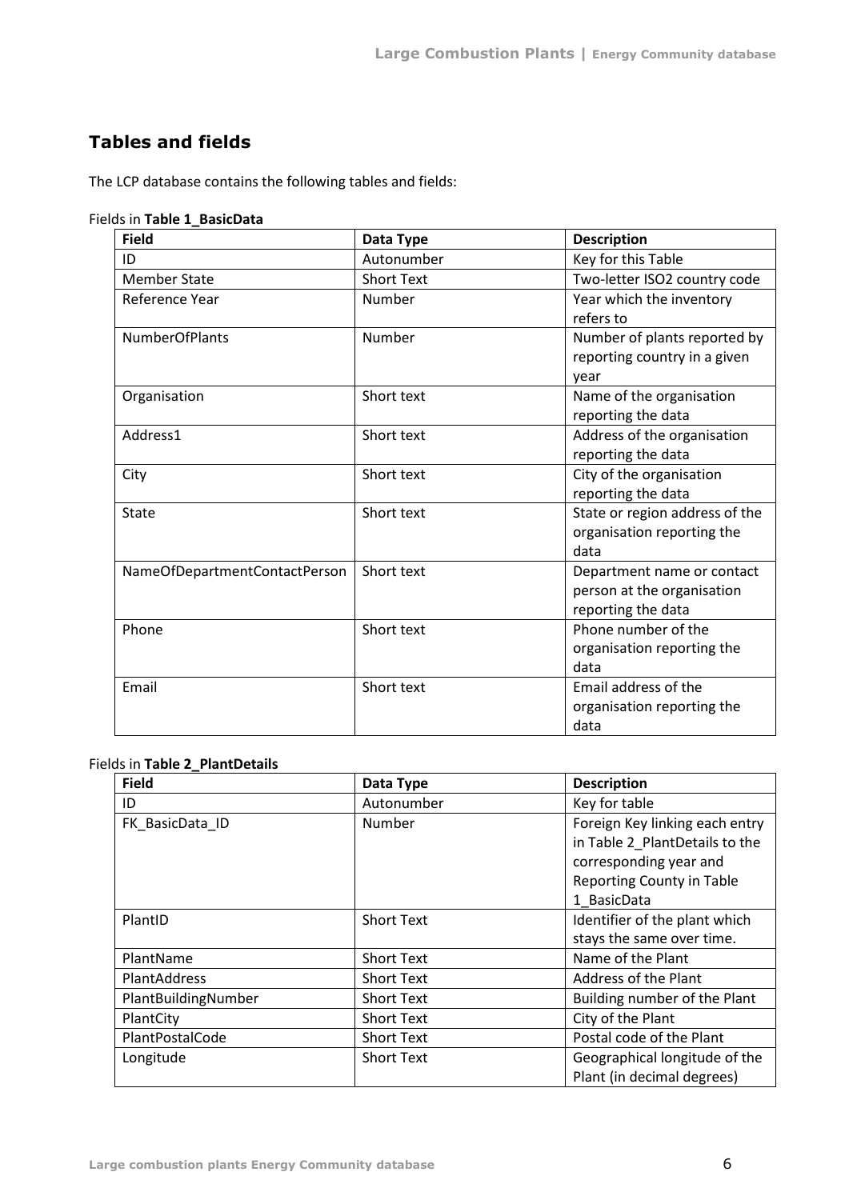## Tables and fields

The LCP database contains the following tables and fields:

Fields in **Table 1_BasicData**

| Field | Data Type | Description |
|---|---|---|
| ID | Autonumber | Key for this Table |
| Member State | Short Text | Two-letter ISO2 country code |
| Reference Year | Number | Year which the inventory refers to |
| NumberOfPlants | Number | Number of plants reported by reporting country in a given year |
| Organisation | Short text | Name of the organisation reporting the data |
| Address1 | Short text | Address of the organisation reporting the data |
| City | Short text | City of the organisation reporting the data |
| State | Short text | State or region address of the organisation reporting the data |
| NameOfDepartmentContactPerson | Short text | Department name or contact person at the organisation reporting the data |
| Phone | Short text | Phone number of the organisation reporting the data |
| Email | Short text | Email address of the organisation reporting the data |

Fields in **Table 2_PlantDetails**

| Field | Data Type | Description |
|---|---|---|
| ID | Autonumber | Key for table |
| FK_BasicData_ID | Number | Foreign Key linking each entry in Table 2_PlantDetails to the corresponding year and Reporting County in Table 1_BasicData |
| PlantID | Short Text | Identifier of the plant which stays the same over time. |
| PlantName | Short Text | Name of the Plant |
| PlantAddress | Short Text | Address of the Plant |
| PlantBuildingNumber | Short Text | Building number of the Plant |
| PlantCity | Short Text | City of the Plant |
| PlantPostalCode | Short Text | Postal code of the Plant |
| Longitude | Short Text | Geographical longitude of the Plant (in decimal degrees) |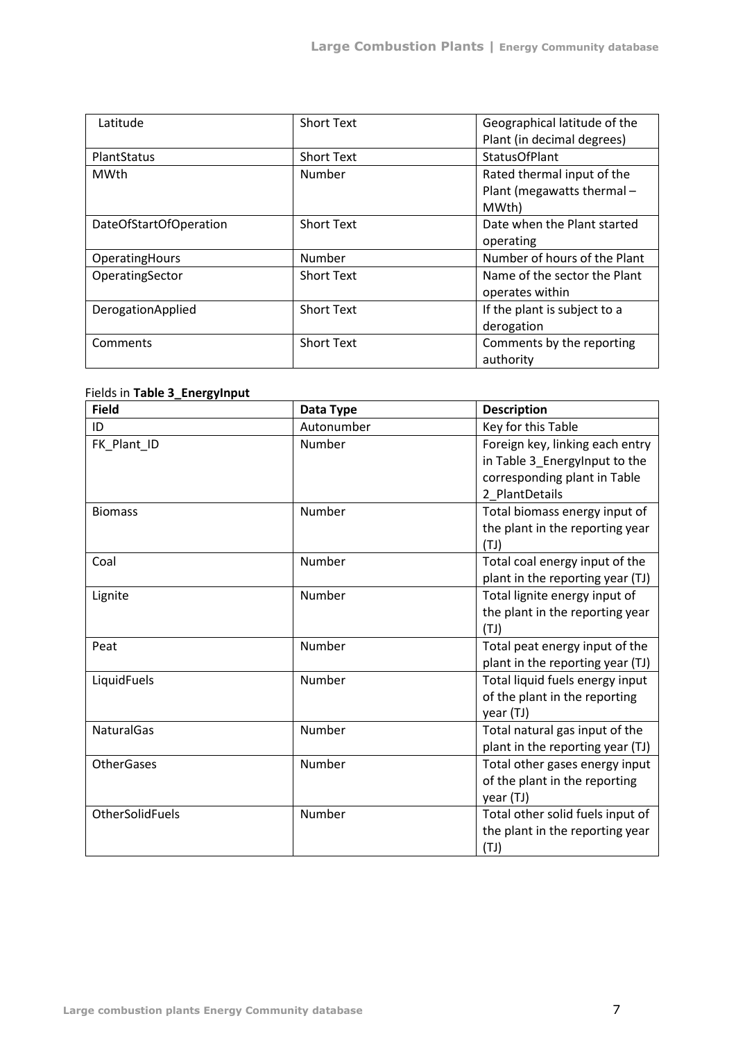| | | |
|---|---|---|
| Latitude | Short Text | Geographical latitude of the Plant (in decimal degrees) |
| PlantStatus | Short Text | StatusOfPlant |
| MWth | Number | Rated thermal input of the Plant (megawatts thermal – MWth) |
| DateOfStartOfOperation | Short Text | Date when the Plant started operating |
| OperatingHours | Number | Number of hours of the Plant |
| OperatingSector | Short Text | Name of the sector the Plant operates within |
| DerogationApplied | Short Text | If the plant is subject to a derogation |
| Comments | Short Text | Comments by the reporting authority |

Fields in **Table 3_EnergyInput**

| Field | Data Type | Description |
|---|---|---|
| ID | Autonumber | Key for this Table |
| FK_Plant_ID | Number | Foreign key, linking each entry in Table 3_EnergyInput to the corresponding plant in Table 2_PlantDetails |
| Biomass | Number | Total biomass energy input of the plant in the reporting year (TJ) |
| Coal | Number | Total coal energy input of the plant in the reporting year (TJ) |
| Lignite | Number | Total lignite energy input of the plant in the reporting year (TJ) |
| Peat | Number | Total peat energy input of the plant in the reporting year (TJ) |
| LiquidFuels | Number | Total liquid fuels energy input of the plant in the reporting year (TJ) |
| NaturalGas | Number | Total natural gas input of the plant in the reporting year (TJ) |
| OtherGases | Number | Total other gases energy input of the plant in the reporting year (TJ) |
| OtherSolidFuels | Number | Total other solid fuels input of the plant in the reporting year (TJ) |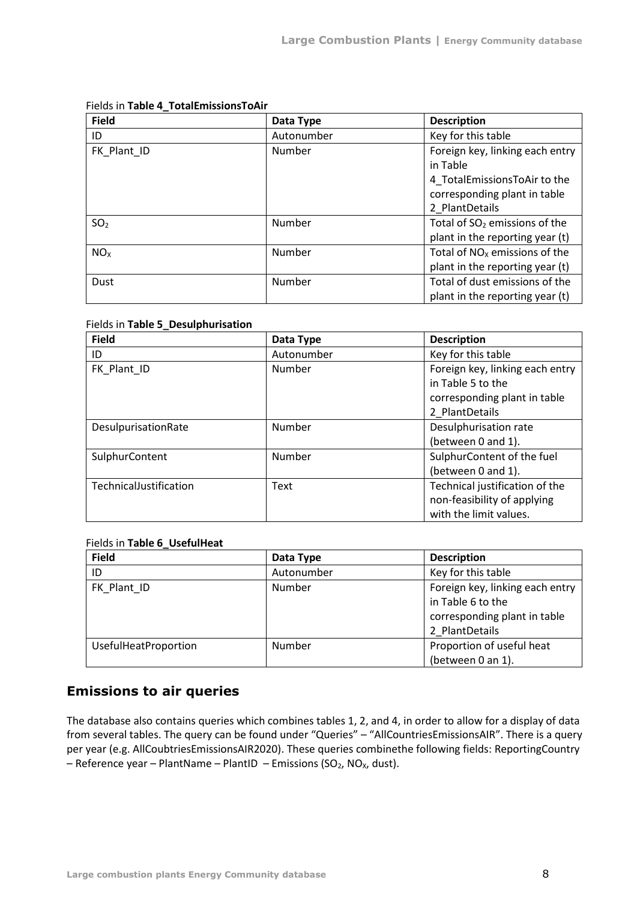Fields in **Table 4_TotalEmissionsToAir**

| Field | Data Type | Description |
| --- | --- | --- |
| ID | Autonumber | Key for this table |
| FK_Plant_ID | Number | Foreign key, linking each entry in Table 4_TotalEmissionsToAir to the corresponding plant in table 2_PlantDetails |
| $SO_2$ | Number | Total of $SO_2$ emissions of the plant in the reporting year (t) |
| $NO_X$ | Number | Total of $NO_X$ emissions of the plant in the reporting year (t) |
| Dust | Number | Total of dust emissions of the plant in the reporting year (t) |

Fields in **Table 5_Desulphurisation**

| Field | Data Type | Description |
| --- | --- | --- |
| ID | Autonumber | Key for this table |
| FK_Plant_ID | Number | Foreign key, linking each entry in Table 5 to the corresponding plant in table 2_PlantDetails |
| DesulpurisationRate | Number | Desulphurisation rate (between 0 and 1). |
| SulphurContent | Number | SulphurContent of the fuel (between 0 and 1). |
| TechnicalJustification | Text | Technical justification of the non-feasibility of applying with the limit values. |

Fields in **Table 6_UsefulHeat**

| Field | Data Type | Description |
| --- | --- | --- |
| ID | Autonumber | Key for this table |
| FK_Plant_ID | Number | Foreign key, linking each entry in Table 6 to the corresponding plant in table 2_PlantDetails |
| UsefulHeatProportion | Number | Proportion of useful heat (between 0 an 1). |

## Emissions to air queries

The database also contains queries which combines tables 1, 2, and 4, in order to allow for a display of data from several tables. The query can be found under "Queries" – "AllCountriesEmissionsAIR". There is a query per year (e.g. AllCoubtriesEmissionsAIR2020). These queries combinethe following fields: ReportingCountry – Reference year – PlantName – PlantID – Emissions ($SO_2$, $NO_X$, dust).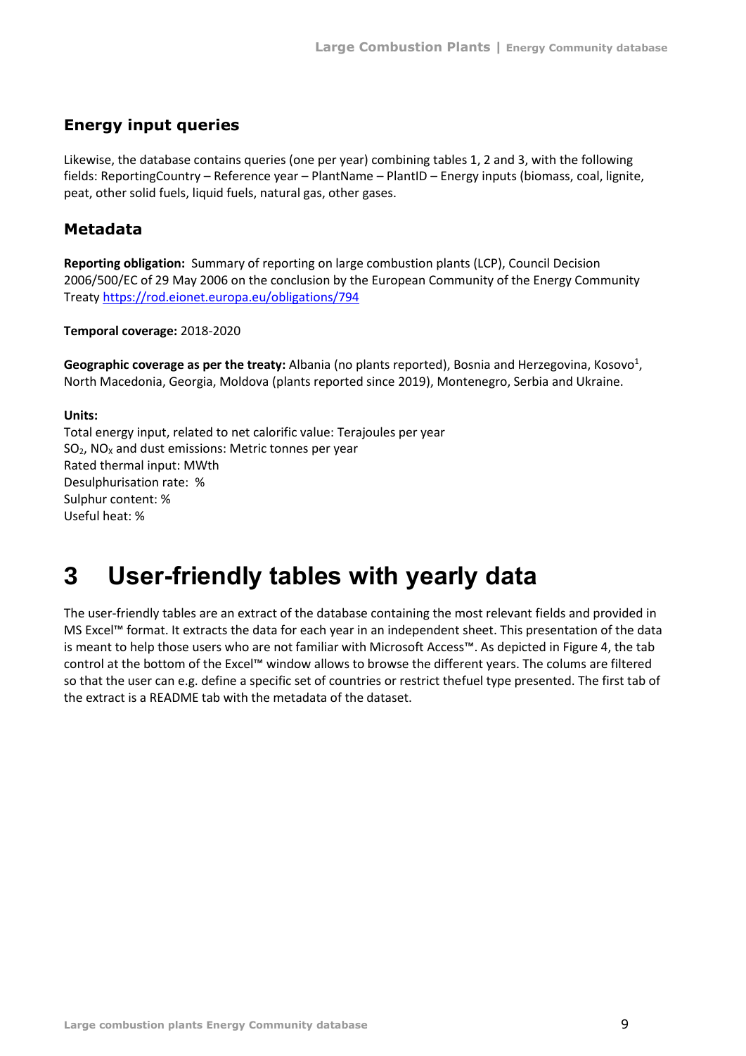### Energy input queries

Likewise, the database contains queries (one per year) combining tables 1, 2 and 3, with the following fields: ReportingCountry – Reference year – PlantName – PlantID – Energy inputs (biomass, coal, lignite, peat, other solid fuels, liquid fuels, natural gas, other gases.

### Metadata

**Reporting obligation:** Summary of reporting on large combustion plants (LCP), Council Decision 2006/500/EC of 29 May 2006 on the conclusion by the European Community of the Energy Community Treaty https://rod.eionet.europa.eu/obligations/794

**Temporal coverage:** 2018-2020

**Geographic coverage as per the treaty:** Albania (no plants reported), Bosnia and Herzegovina, Kosovo[1], North Macedonia, Georgia, Moldova (plants reported since 2019), Montenegro, Serbia and Ukraine.

**Units:**
Total energy input, related to net calorific value: Terajoules per year
$SO_2$, $NO_X$ and dust emissions: Metric tonnes per year
Rated thermal input: MWth
Desulphurisation rate: %
Sulphur content: %
Useful heat: %

# 3 User-friendly tables with yearly data

The user-friendly tables are an extract of the database containing the most relevant fields and provided in MS Excel™ format. It extracts the data for each year in an independent sheet. This presentation of the data is meant to help those users who are not familiar with Microsoft Access™. As depicted in Figure 4, the tab control at the bottom of the Excel™ window allows to browse the different years. The colums are filtered so that the user can e.g. define a specific set of countries or restrict thefuel type presented. The first tab of the extract is a README tab with the metadata of the dataset.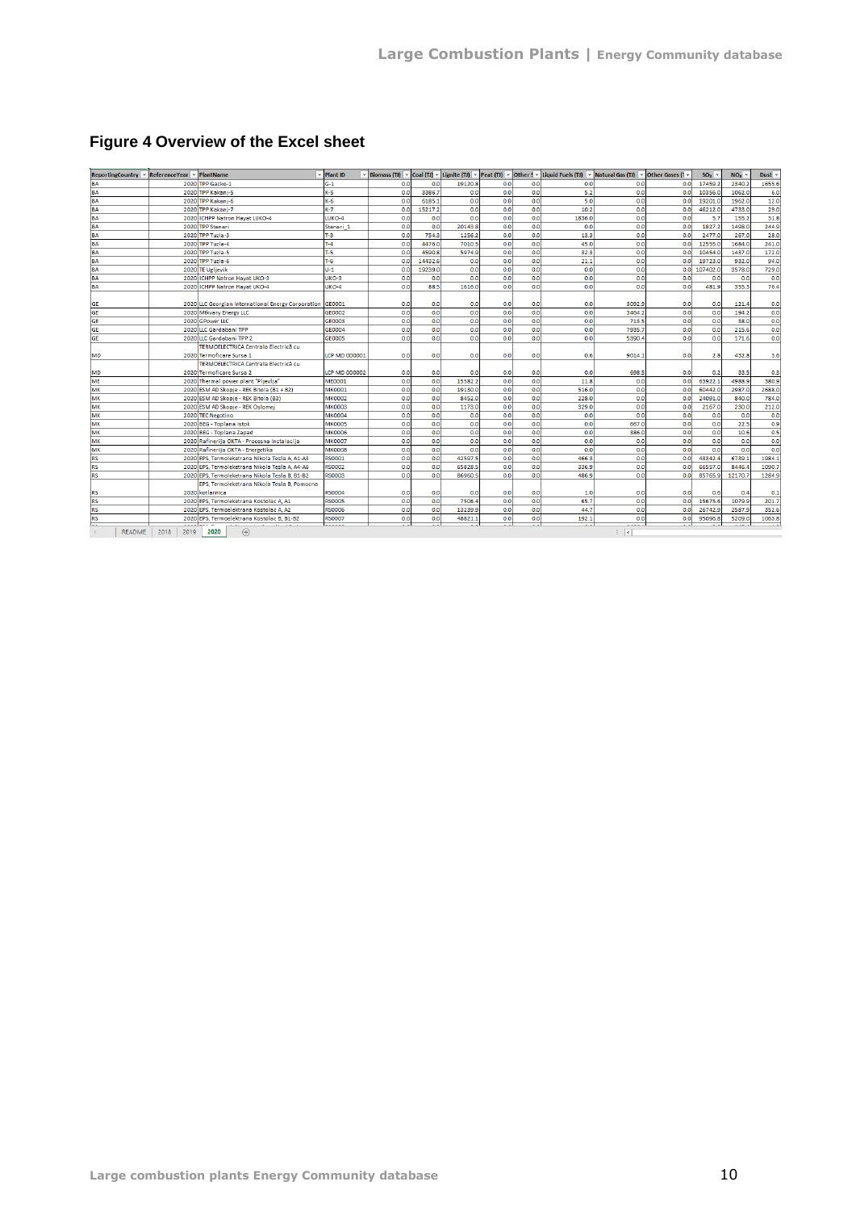# Figure 4 Overview of the Excel sheet

| ReportingCountry | ReferenceYear | PlantName | Plant ID | Biomass (TJ) | Coal (TJ) | Lignite (TJ) | Peat (TJ) | Other S | Liquid Fuels (TJ) | Natural Gas (TJ) | Other Gases (T | $SO_2$ | $NO_x$ | Dust |
|---|---|---|---|---|---|---|---|---|---|---|---|---|---|---|
| BA | 2020 | TPP Gacko-1 | G-1 | 0.0 | 0.0 | 19120.8 | 0.0 | 0.0 | 0.0 | 0.0 | 0.0 | 17459.2 | 2840.2 | 1655.6 |
| BA | 2020 | TPP Kakanj-5 | K-5 | 0.0 | 3386.7 | 0.0 | 0.0 | 0.0 | 5.2 | 0.0 | 0.0 | 10356.0 | 1062.0 | 6.0 |
| BA | 2020 | TPP Kakanj-6 | K-6 | 0.0 | 6185.1 | 0.0 | 0.0 | 0.0 | 5.0 | 0.0 | 0.0 | 19201.0 | 1962.0 | 12.0 |
| BA | 2020 | TPP Kakanj-7 | K-7 | 0.0 | 15217.2 | 0.0 | 0.0 | 0.0 | 10.2 | 0.0 | 0.0 | 46212.0 | 4733.0 | 29.0 |
| BA | 2020 | ICHPP Natron Hayat LUKO-4 | LUKO-4 | 0.0 | 0.0 | 0.0 | 0.0 | 0.0 | 1836.0 | 0.0 | 0.0 | 5.7 | 155.2 | 51.8 |
| BA | 2020 | TPP Stanari | Stanari_1 | 0.0 | 0.0 | 20143.8 | 0.0 | 0.0 | 0.0 | 0.0 | 0.0 | 1827.2 | 1408.0 | 244.9 |
| BA | 2020 | TPP Tuzla-3 | T-3 | 0.0 | 754.3 | 1256.2 | 0.0 | 0.0 | 13.8 | 0.0 | 0.0 | 2477.0 | 267.0 | 28.0 |
| BA | 2020 | TPP Tuzla-4 | T-4 | 0.0 | 4476.0 | 7010.5 | 0.0 | 0.0 | 45.0 | 0.0 | 0.0 | 12555.0 | 1684.0 | 241.0 |
| BA | 2020 | TPP Tuzla-5 | T-5 | 0.0 | 4900.8 | 5974.9 | 0.0 | 0.0 | 32.3 | 0.0 | 0.0 | 10454.0 | 1437.0 | 172.0 |
| BA | 2020 | TPP Tuzla-6 | T-6 | 0.0 | 14432.6 | 0.0 | 0.0 | 0.0 | 21.1 | 0.0 | 0.0 | 19723.0 | 932.0 | 94.0 |
| BA | 2020 | TE Ugljevik | U-1 | 0.0 | 19259.0 | 0.0 | 0.0 | 0.0 | 0.0 | 0.0 | 0.0 | 107402.0 | 3578.0 | 729.0 |
| BA | 2020 | ICHPP Natron Hayat UKO-3 | UKO-3 | 0.0 | 0.0 | 0.0 | 0.0 | 0.0 | 0.0 | 0.0 | 0.0 | 0.0 | 0.0 | 0.0 |
| BA | 2020 | ICHPP Natron Hayat UKO-4 | UKO-4 | 0.0 | 88.5 | 1616.0 | 0.0 | 0.0 | 0.0 | 0.0 | 0.0 | 481.9 | 355.3 | 76.4 |
| GE | 2020 | LLC Georgian International Energy Corporation | GE0001 | 0.0 | 0.0 | 0.0 | 0.0 | 0.0 | 0.0 | 3092.9 | 0.0 | 0.0 | 121.4 | 0.0 |
| GE | 2020 | Mtkvary Energy LLC | GE0002 | 0.0 | 0.0 | 0.0 | 0.0 | 0.0 | 0.0 | 3464.2 | 0.0 | 0.0 | 194.2 | 0.0 |
| GE | 2020 | GPower LLC | GE0003 | 0.0 | 0.0 | 0.0 | 0.0 | 0.0 | 0.0 | 713.5 | 0.0 | 0.0 | 38.0 | 0.0 |
| GE | 2020 | LLC Gardabani TPP | GE0004 | 0.0 | 0.0 | 0.0 | 0.0 | 0.0 | 0.0 | 7935.7 | 0.0 | 0.0 | 215.6 | 0.0 |
| GE | 2020 | LLC Gardabani TPP 2 | GE0005 | 0.0 | 0.0 | 0.0 | 0.0 | 0.0 | 0.0 | 5390.4 | 0.0 | 0.0 | 171.6 | 0.0 |
| MD | 2020 | TERMOELECTRICA Centrala Electrică cu Termoficare Sursa 1 | LCP MD 000001 | 0.0 | 0.0 | 0.0 | 0.0 | 0.0 | 0.6 | 9014.1 | 0.0 | 2.8 | 432.8 | 5.6 |
| MD | 2020 | TERMOELECTRICA Centrala Electrică cu Termoficare Sursa 2 | LCP MD 000002 | 0.0 | 0.0 | 0.0 | 0.0 | 0.0 | 0.0 | 698.5 | 0.0 | 0.2 | 33.5 | 0.3 |
| ME | 2020 | Thermal power plant "Pljevlja" | ME0001 | 0.0 | 0.0 | 15582.2 | 0.0 | 0.0 | 11.8 | 0.0 | 0.0 | 63922.1 | 4988.9 | 380.9 |
| MK | 2020 | ESM AD Skopje - REK Bitola (B1 + B2) | MK0001 | 0.0 | 0.0 | 19130.0 | 0.0 | 0.0 | 516.0 | 0.0 | 0.0 | 60442.0 | 2987.0 | 2688.0 |
| MK | 2020 | ESM AD Skopje - REK Bitola (B3) | MK0002 | 0.0 | 0.0 | 8452.0 | 0.0 | 0.0 | 228.0 | 0.0 | 0.0 | 24091.0 | 840.0 | 784.0 |
| MK | 2020 | ESM AD Skopje - REK Oslomej | MK0003 | 0.0 | 0.0 | 1173.0 | 0.0 | 0.0 | 329.0 | 0.0 | 0.0 | 2167.0 | 230.0 | 212.0 |
| MK | 2020 | TEC Negotino | MK0004 | 0.0 | 0.0 | 0.0 | 0.0 | 0.0 | 0.0 | 0.0 | 0.0 | 0.0 | 0.0 | 0.0 |
| MK | 2020 | BEG - Toplana Istok | MK0005 | 0.0 | 0.0 | 0.0 | 0.0 | 0.0 | 0.0 | 667.0 | 0.0 | 0.0 | 22.5 | 0.9 |
| MK | 2020 | BEG - Toplana Zapad | MK0006 | 0.0 | 0.0 | 0.0 | 0.0 | 0.0 | 0.0 | 386.0 | 0.0 | 0.0 | 10.6 | 0.5 |
| MK | 2020 | Rafinerija OKTA - Procesna Instalacija | MK0007 | 0.0 | 0.0 | 0.0 | 0.0 | 0.0 | 0.0 | 0.0 | 0.0 | 0.0 | 0.0 | 0.0 |
| MK | 2020 | Rafinerija OKTA - Energetika | MK0008 | 0.0 | 0.0 | 0.0 | 0.0 | 0.0 | 0.0 | 0.0 | 0.0 | 0.0 | 0.0 | 0.0 |
| RS | 2020 | EPS, Termoelektrana Nikola Tesla A, A1-A3 | RS0001 | 0.0 | 0.0 | 42507.5 | 0.0 | 0.0 | 466.3 | 0.0 | 0.0 | 48342.4 | 6730.1 | 1984.1 |
| RS | 2020 | EPS, Termoelektrana Nikola Tesla A, A4-A6 | RS0002 | 0.0 | 0.0 | 65828.5 | 0.0 | 0.0 | 336.9 | 0.0 | 0.0 | 66557.0 | 8446.4 | 1090.7 |
| RS | 2020 | EPS, Termoelektrana Nikola Tesla B, B1-B2 | RS0003 | 0.0 | 0.0 | 86960.5 | 0.0 | 0.0 | 486.9 | 0.0 | 0.0 | 85765.9 | 12170.7 | 1284.9 |
| RS | 2020 | EPS, Termoelektrana Nikola Tesla B, Pomocna kotlarnica | RS0004 | 0.0 | 0.0 | 0.0 | 0.0 | 0.0 | 1.0 | 0.0 | 0.0 | 0.6 | 0.4 | 0.1 |
| RS | 2020 | EPS, Termoelektrana Kostolac A, A1 | RS0005 | 0.0 | 0.0 | 7506.4 | 0.0 | 0.0 | 65.7 | 0.0 | 0.0 | 15675.6 | 1079.9 | 201.7 |
| RS | 2020 | EPS, Termoelektrana Kostolac A, A2 | RS0006 | 0.0 | 0.0 | 13139.9 | 0.0 | 0.0 | 44.7 | 0.0 | 0.0 | 26742.9 | 2587.9 | 352.6 |
| RS | 2020 | EPS, Termoelektrana Kostolac B, B1-B2 | RS0007 | 0.0 | 0.0 | 48821.1 | 0.0 | 0.0 | 192.1 | 0.0 | 0.0 | 95096.8 | 5209.0 | 1065.8 |

README | 2018 | 2019 | 2020